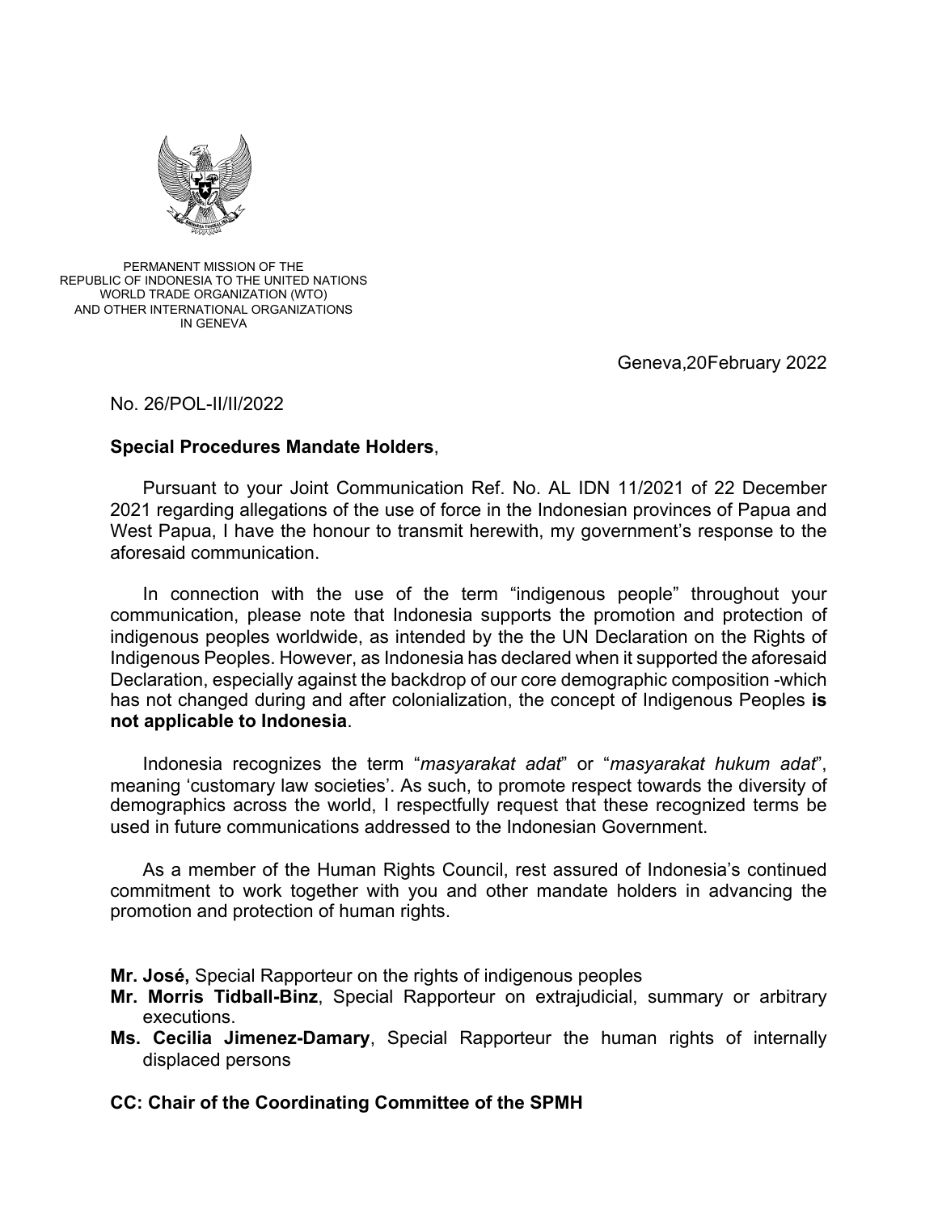PERMANENT MISSION OF THE
REPUBLIC OF INDONESIA TO THE UNITED NATIONS
WORLD TRADE ORGANIZATION (WTO)
AND OTHER INTERNATIONAL ORGANIZATIONS
IN GENEVA

Geneva,20February 2022

No. 26/POL-II/II/2022

**Special Procedures Mandate Holders**,

Pursuant to your Joint Communication Ref. No. AL IDN 11/2021 of 22 December 2021 regarding allegations of the use of force in the Indonesian provinces of Papua and West Papua, I have the honour to transmit herewith, my government's response to the aforesaid communication.

In connection with the use of the term "indigenous people" throughout your communication, please note that Indonesia supports the promotion and protection of indigenous peoples worldwide, as intended by the the UN Declaration on the Rights of Indigenous Peoples. However, as Indonesia has declared when it supported the aforesaid Declaration, especially against the backdrop of our core demographic composition -which has not changed during and after colonialization, the concept of Indigenous Peoples **is not applicable to Indonesia**.

Indonesia recognizes the term "*masyarakat adat*" or "*masyarakat hukum adat*", meaning 'customary law societies'. As such, to promote respect towards the diversity of demographics across the world, I respectfully request that these recognized terms be used in future communications addressed to the Indonesian Government.

As a member of the Human Rights Council, rest assured of Indonesia's continued commitment to work together with you and other mandate holders in advancing the promotion and protection of human rights.

**Mr. José,** Special Rapporteur on the rights of indigenous peoples
**Mr. Morris Tidball-Binz**, Special Rapporteur on extrajudicial, summary or arbitrary executions.
**Ms. Cecilia Jimenez-Damary**, Special Rapporteur the human rights of internally displaced persons

**CC: Chair of the Coordinating Committee of the SPMH**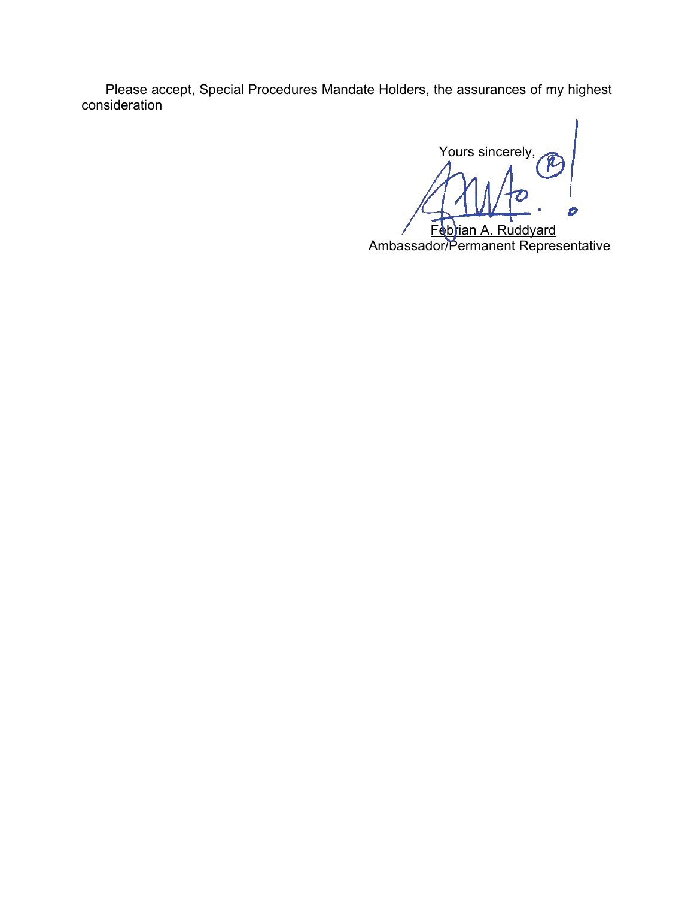Please accept, Special Procedures Mandate Holders, the assurances of my highest consideration

Yours sincerely,

Febrian A. Ruddyard
Ambassador/Permanent Representative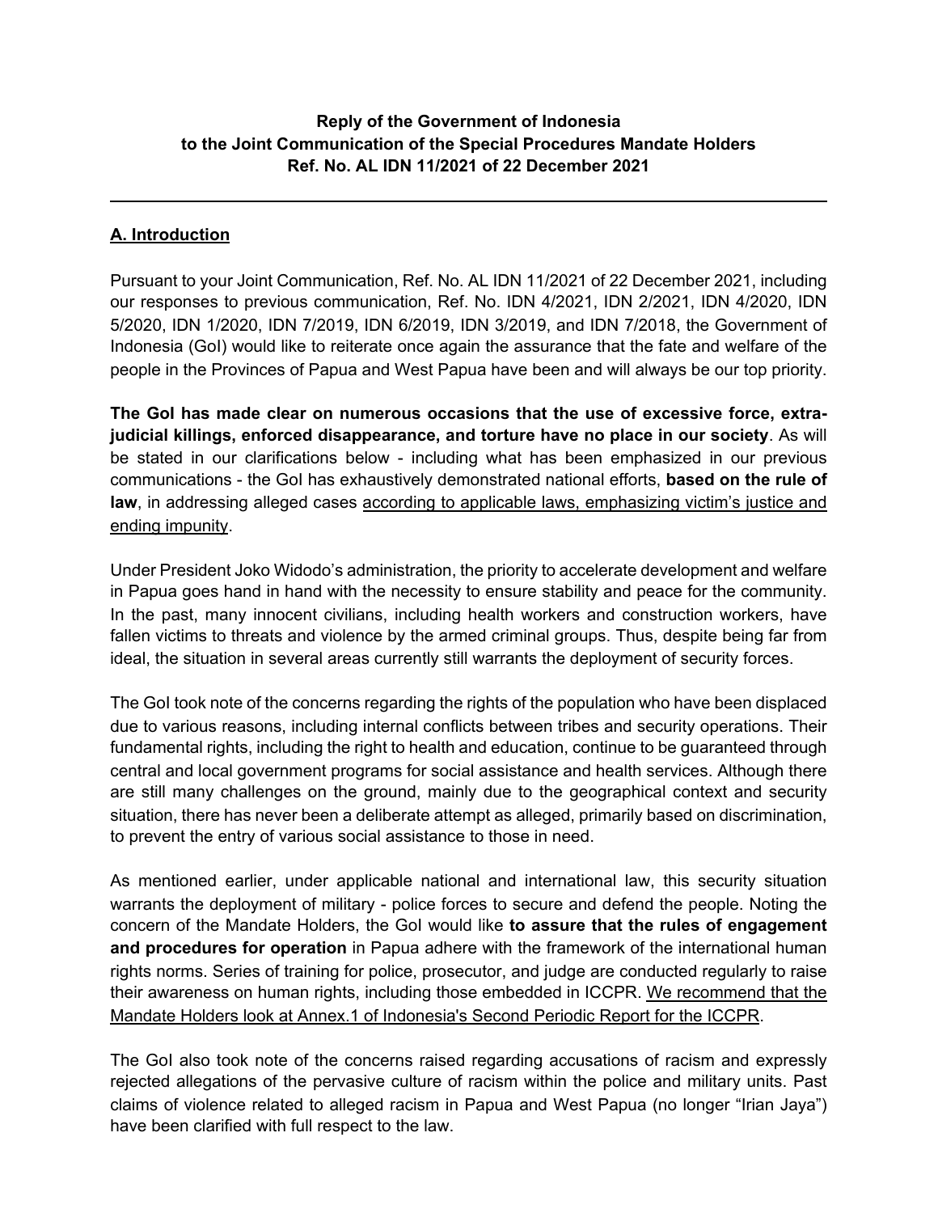**Reply of the Government of Indonesia**
**to the Joint Communication of the Special Procedures Mandate Holders**
**Ref. No. AL IDN 11/2021 of 22 December 2021**

---

## A. Introduction

Pursuant to your Joint Communication, Ref. No. AL IDN 11/2021 of 22 December 2021, including our responses to previous communication, Ref. No. IDN 4/2021, IDN 2/2021, IDN 4/2020, IDN 5/2020, IDN 1/2020, IDN 7/2019, IDN 6/2019, IDN 3/2019, and IDN 7/2018, the Government of Indonesia (GoI) would like to reiterate once again the assurance that the fate and welfare of the people in the Provinces of Papua and West Papua have been and will always be our top priority.

**The GoI has made clear on numerous occasions that the use of excessive force, extra-judicial killings, enforced disappearance, and torture have no place in our society**. As will be stated in our clarifications below - including what has been emphasized in our previous communications - the GoI has exhaustively demonstrated national efforts, **based on the rule of law**, in addressing alleged cases <u>according to applicable laws, emphasizing victim's justice and ending impunity</u>.

Under President Joko Widodo's administration, the priority to accelerate development and welfare in Papua goes hand in hand with the necessity to ensure stability and peace for the community. In the past, many innocent civilians, including health workers and construction workers, have fallen victims to threats and violence by the armed criminal groups. Thus, despite being far from ideal, the situation in several areas currently still warrants the deployment of security forces.

The GoI took note of the concerns regarding the rights of the population who have been displaced due to various reasons, including internal conflicts between tribes and security operations. Their fundamental rights, including the right to health and education, continue to be guaranteed through central and local government programs for social assistance and health services. Although there are still many challenges on the ground, mainly due to the geographical context and security situation, there has never been a deliberate attempt as alleged, primarily based on discrimination, to prevent the entry of various social assistance to those in need.

As mentioned earlier, under applicable national and international law, this security situation warrants the deployment of military - police forces to secure and defend the people. Noting the concern of the Mandate Holders, the GoI would like **to assure that the rules of engagement and procedures for operation** in Papua adhere with the framework of the international human rights norms. Series of training for police, prosecutor, and judge are conducted regularly to raise their awareness on human rights, including those embedded in ICCPR. <u>We recommend that the Mandate Holders look at Annex.1 of Indonesia's Second Periodic Report for the ICCPR</u>.

The GoI also took note of the concerns raised regarding accusations of racism and expressly rejected allegations of the pervasive culture of racism within the police and military units. Past claims of violence related to alleged racism in Papua and West Papua (no longer "Irian Jaya") have been clarified with full respect to the law.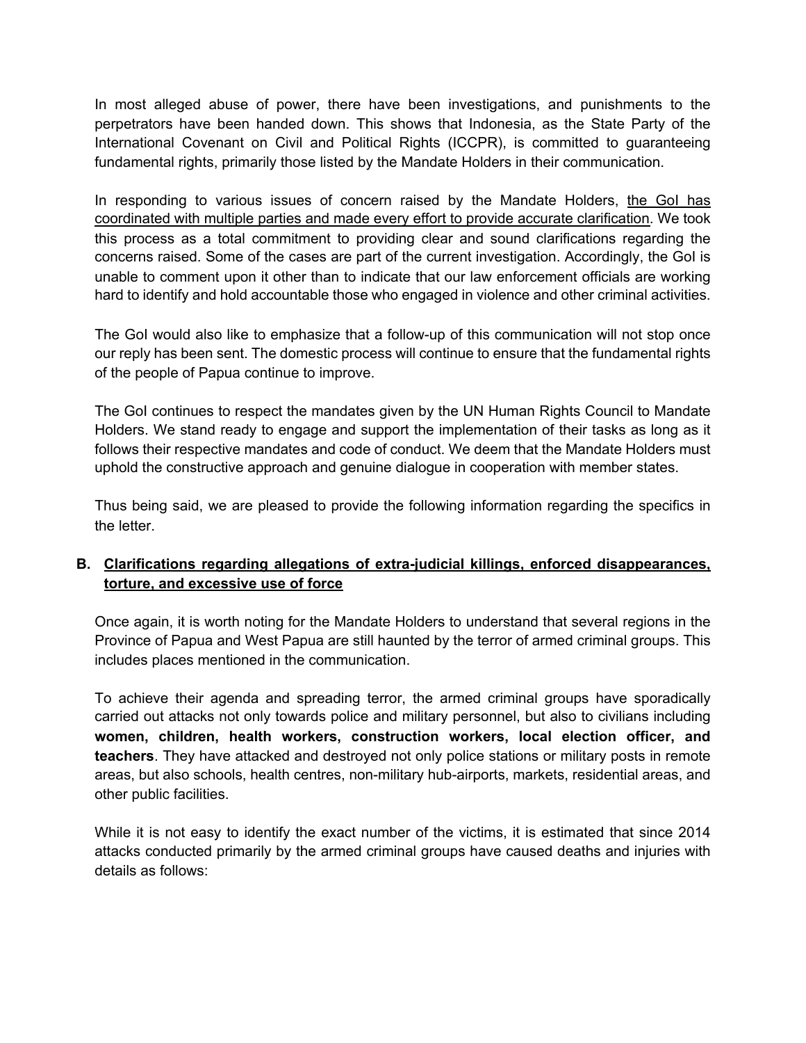In most alleged abuse of power, there have been investigations, and punishments to the perpetrators have been handed down. This shows that Indonesia, as the State Party of the International Covenant on Civil and Political Rights (ICCPR), is committed to guaranteeing fundamental rights, primarily those listed by the Mandate Holders in their communication.

In responding to various issues of concern raised by the Mandate Holders, <u>the GoI has coordinated with multiple parties and made every effort to provide accurate clarification</u>. We took this process as a total commitment to providing clear and sound clarifications regarding the concerns raised. Some of the cases are part of the current investigation. Accordingly, the GoI is unable to comment upon it other than to indicate that our law enforcement officials are working hard to identify and hold accountable those who engaged in violence and other criminal activities.

The GoI would also like to emphasize that a follow-up of this communication will not stop once our reply has been sent. The domestic process will continue to ensure that the fundamental rights of the people of Papua continue to improve.

The GoI continues to respect the mandates given by the UN Human Rights Council to Mandate Holders. We stand ready to engage and support the implementation of their tasks as long as it follows their respective mandates and code of conduct. We deem that the Mandate Holders must uphold the constructive approach and genuine dialogue in cooperation with member states.

Thus being said, we are pleased to provide the following information regarding the specifics in the letter.

## B. <u>Clarifications regarding allegations of extra-judicial killings, enforced disappearances, torture, and excessive use of force</u>

Once again, it is worth noting for the Mandate Holders to understand that several regions in the Province of Papua and West Papua are still haunted by the terror of armed criminal groups. This includes places mentioned in the communication.

To achieve their agenda and spreading terror, the armed criminal groups have sporadically carried out attacks not only towards police and military personnel, but also to civilians including **women, children, health workers, construction workers, local election officer, and teachers**. They have attacked and destroyed not only police stations or military posts in remote areas, but also schools, health centres, non-military hub-airports, markets, residential areas, and other public facilities.

While it is not easy to identify the exact number of the victims, it is estimated that since 2014 attacks conducted primarily by the armed criminal groups have caused deaths and injuries with details as follows: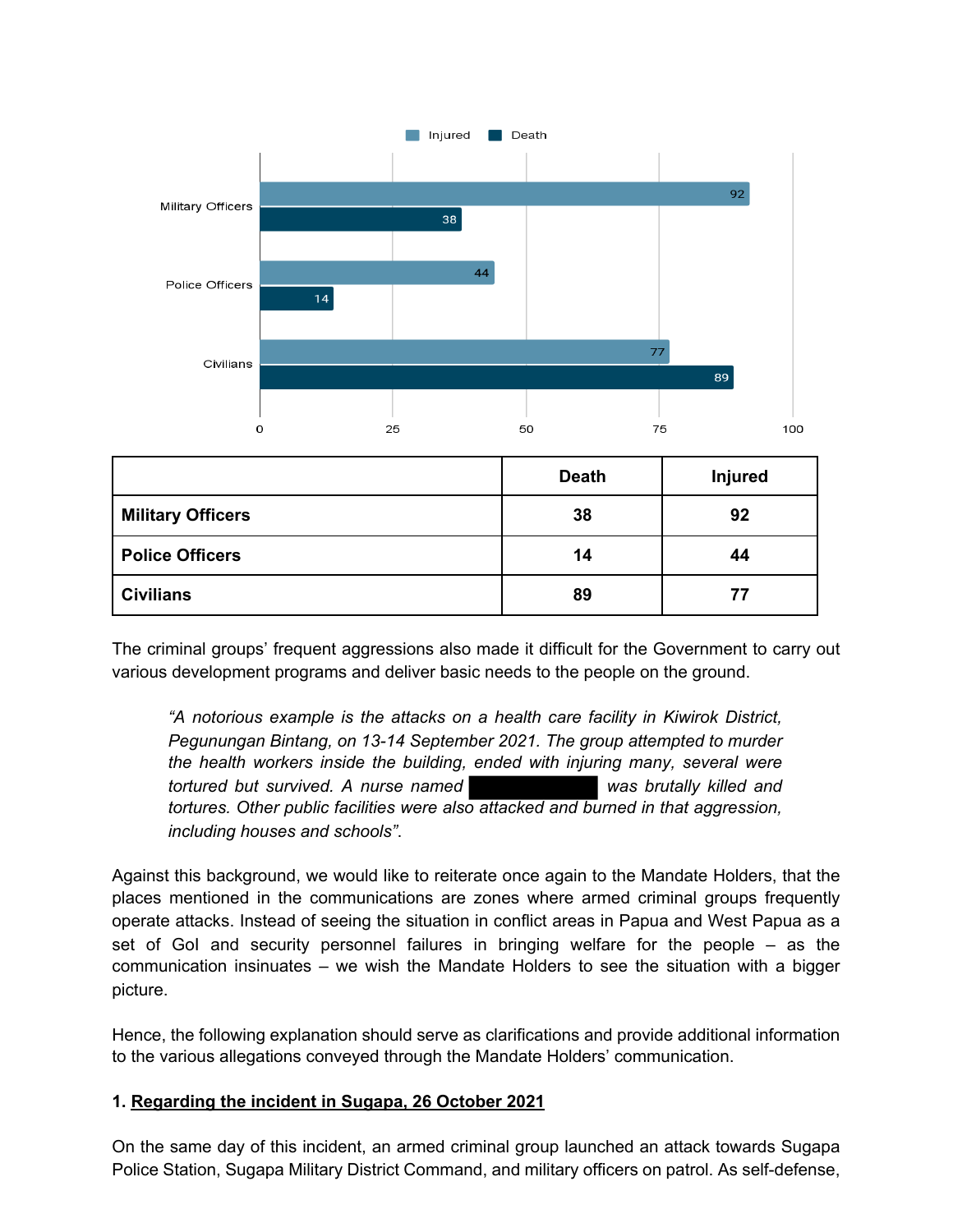| | Death | Injured |
|---|---|---|
| **Military Officers** | 38 | 92 |
| **Police Officers** | 14 | 44 |
| **Civilians** | 89 | 77 |

The criminal groups' frequent aggressions also made it difficult for the Government to carry out various development programs and deliver basic needs to the people on the ground.

> *"A notorious example is the attacks on a health care facility in Kiwirok District, Pegunungan Bintang, on 13-14 September 2021. The group attempted to murder the health workers inside the building, ended with injuring many, several were tortured but survived. A nurse named [REDACTED] was brutally killed and tortures. Other public facilities were also attacked and burned in that aggression, including houses and schools".*

Against this background, we would like to reiterate once again to the Mandate Holders, that the places mentioned in the communications are zones where armed criminal groups frequently operate attacks. Instead of seeing the situation in conflict areas in Papua and West Papua as a set of GoI and security personnel failures in bringing welfare for the people – as the communication insinuates – we wish the Mandate Holders to see the situation with a bigger picture.

Hence, the following explanation should serve as clarifications and provide additional information to the various allegations conveyed through the Mandate Holders' communication.

**1. Regarding the incident in Sugapa, 26 October 2021**

On the same day of this incident, an armed criminal group launched an attack towards Sugapa Police Station, Sugapa Military District Command, and military officers on patrol. As self-defense,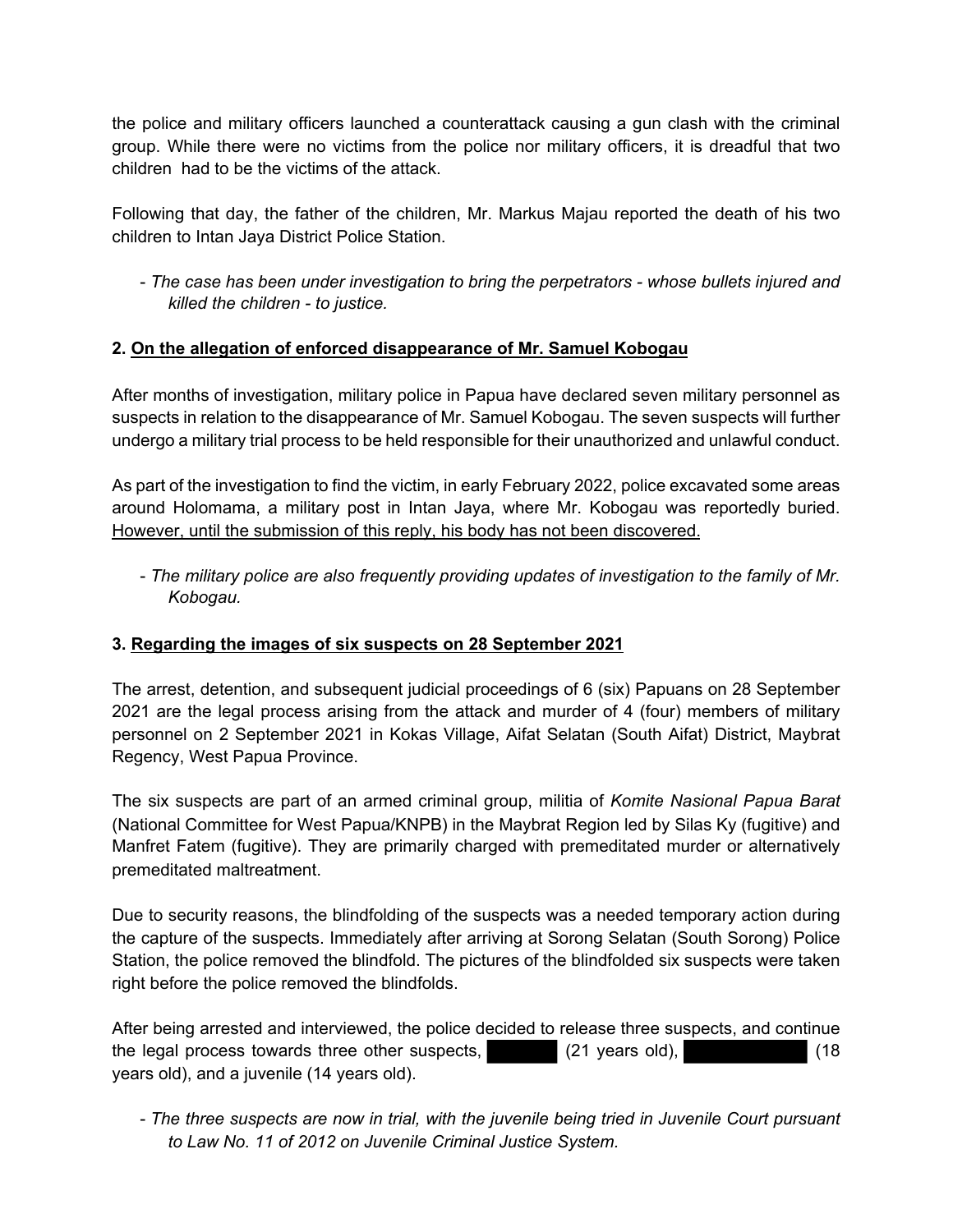the police and military officers launched a counterattack causing a gun clash with the criminal group. While there were no victims from the police nor military officers, it is dreadful that two children had to be the victims of the attack.

Following that day, the father of the children, Mr. Markus Majau reported the death of his two children to Intan Jaya District Police Station.

- *The case has been under investigation to bring the perpetrators - whose bullets injured and killed the children - to justice.*

**2. <u>On the allegation of enforced disappearance of Mr. Samuel Kobogau</u>**

After months of investigation, military police in Papua have declared seven military personnel as suspects in relation to the disappearance of Mr. Samuel Kobogau. The seven suspects will further undergo a military trial process to be held responsible for their unauthorized and unlawful conduct.

As part of the investigation to find the victim, in early February 2022, police excavated some areas around Holomama, a military post in Intan Jaya, where Mr. Kobogau was reportedly buried. <u>However, until the submission of this reply, his body has not been discovered.</u>

- *The military police are also frequently providing updates of investigation to the family of Mr. Kobogau.*

**3. <u>Regarding the images of six suspects on 28 September 2021</u>**

The arrest, detention, and subsequent judicial proceedings of 6 (six) Papuans on 28 September 2021 are the legal process arising from the attack and murder of 4 (four) members of military personnel on 2 September 2021 in Kokas Village, Aifat Selatan (South Aifat) District, Maybrat Regency, West Papua Province.

The six suspects are part of an armed criminal group, militia of *Komite Nasional Papua Barat* (National Committee for West Papua/KNPB) in the Maybrat Region led by Silas Ky (fugitive) and Manfret Fatem (fugitive). They are primarily charged with premeditated murder or alternatively premeditated maltreatment.

Due to security reasons, the blindfolding of the suspects was a needed temporary action during the capture of the suspects. Immediately after arriving at Sorong Selatan (South Sorong) Police Station, the police removed the blindfold. The pictures of the blindfolded six suspects were taken right before the police removed the blindfolds.

After being arrested and interviewed, the police decided to release three suspects, and continue the legal process towards three other suspects, ██████ (21 years old), ██████████ (18 years old), and a juvenile (14 years old).

- *The three suspects are now in trial, with the juvenile being tried in Juvenile Court pursuant to Law No. 11 of 2012 on Juvenile Criminal Justice System.*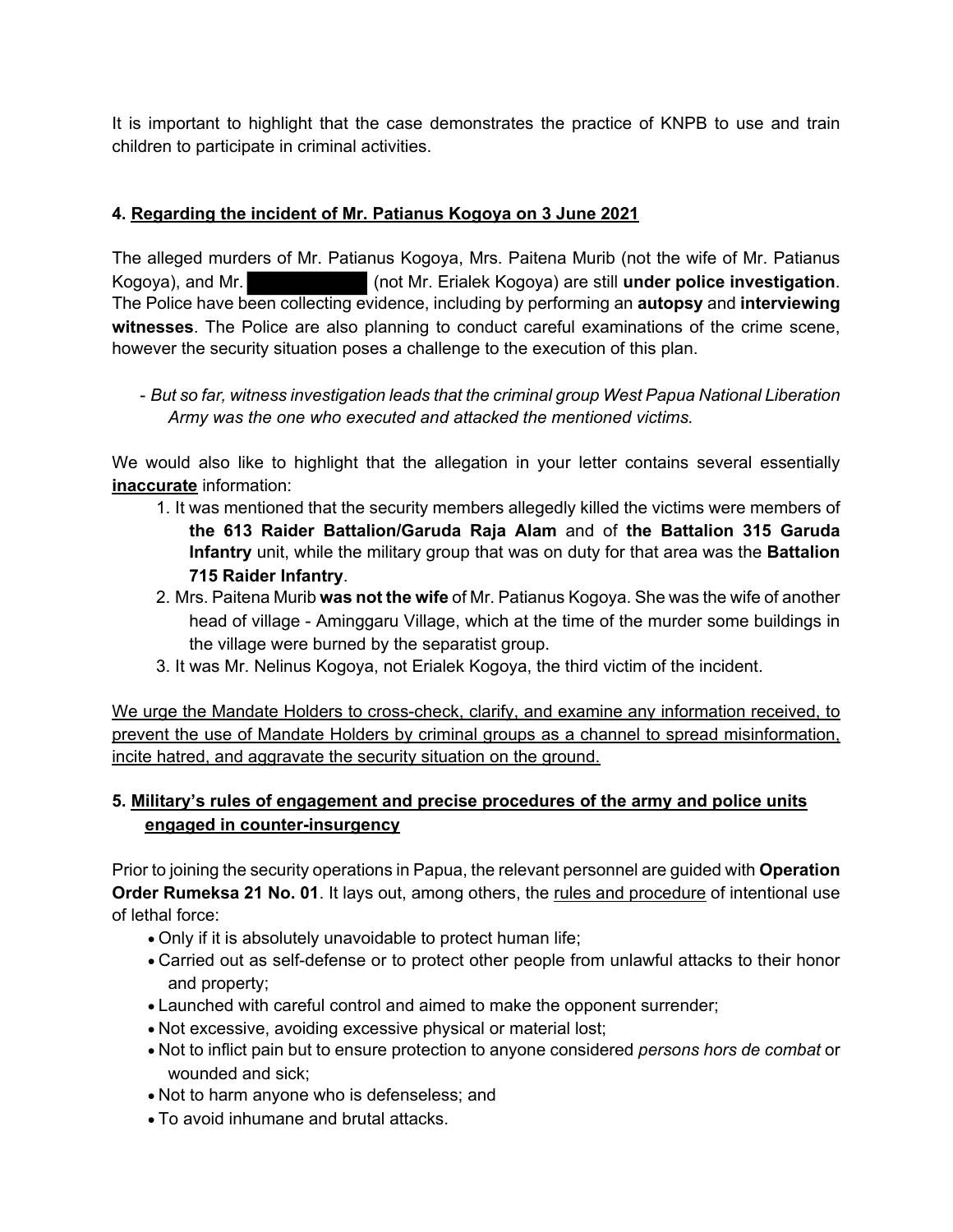It is important to highlight that the case demonstrates the practice of KNPB to use and train children to participate in criminal activities.

**4. Regarding the incident of Mr. Patianus Kogoya on 3 June 2021**

The alleged murders of Mr. Patianus Kogoya, Mrs. Paitena Murib (not the wife of Mr. Patianus Kogoya), and Mr. ██████████ (not Mr. Erialek Kogoya) are still **under police investigation**. The Police have been collecting evidence, including by performing an **autopsy** and **interviewing witnesses**. The Police are also planning to conduct careful examinations of the crime scene, however the security situation poses a challenge to the execution of this plan.

- *But so far, witness investigation leads that the criminal group West Papua National Liberation Army was the one who executed and attacked the mentioned victims.*

We would also like to highlight that the allegation in your letter contains several essentially **inaccurate** information:

1. It was mentioned that the security members allegedly killed the victims were members of **the 613 Raider Battalion/Garuda Raja Alam** and of **the Battalion 315 Garuda Infantry** unit, while the military group that was on duty for that area was the **Battalion 715 Raider Infantry**.
2. Mrs. Paitena Murib **was not the wife** of Mr. Patianus Kogoya. She was the wife of another head of village - Aminggaru Village, which at the time of the murder some buildings in the village were burned by the separatist group.
3. It was Mr. Nelinus Kogoya, not Erialek Kogoya, the third victim of the incident.

We urge the Mandate Holders to cross-check, clarify, and examine any information received, to prevent the use of Mandate Holders by criminal groups as a channel to spread misinformation, incite hatred, and aggravate the security situation on the ground.

**5. Military's rules of engagement and precise procedures of the army and police units engaged in counter-insurgency**

Prior to joining the security operations in Papua, the relevant personnel are guided with **Operation Order Rumeksa 21 No. 01**. It lays out, among others, the rules and procedure of intentional use of lethal force:

- Only if it is absolutely unavoidable to protect human life;
- Carried out as self-defense or to protect other people from unlawful attacks to their honor and property;
- Launched with careful control and aimed to make the opponent surrender;
- Not excessive, avoiding excessive physical or material lost;
- Not to inflict pain but to ensure protection to anyone considered *persons hors de combat* or wounded and sick;
- Not to harm anyone who is defenseless; and
- To avoid inhumane and brutal attacks.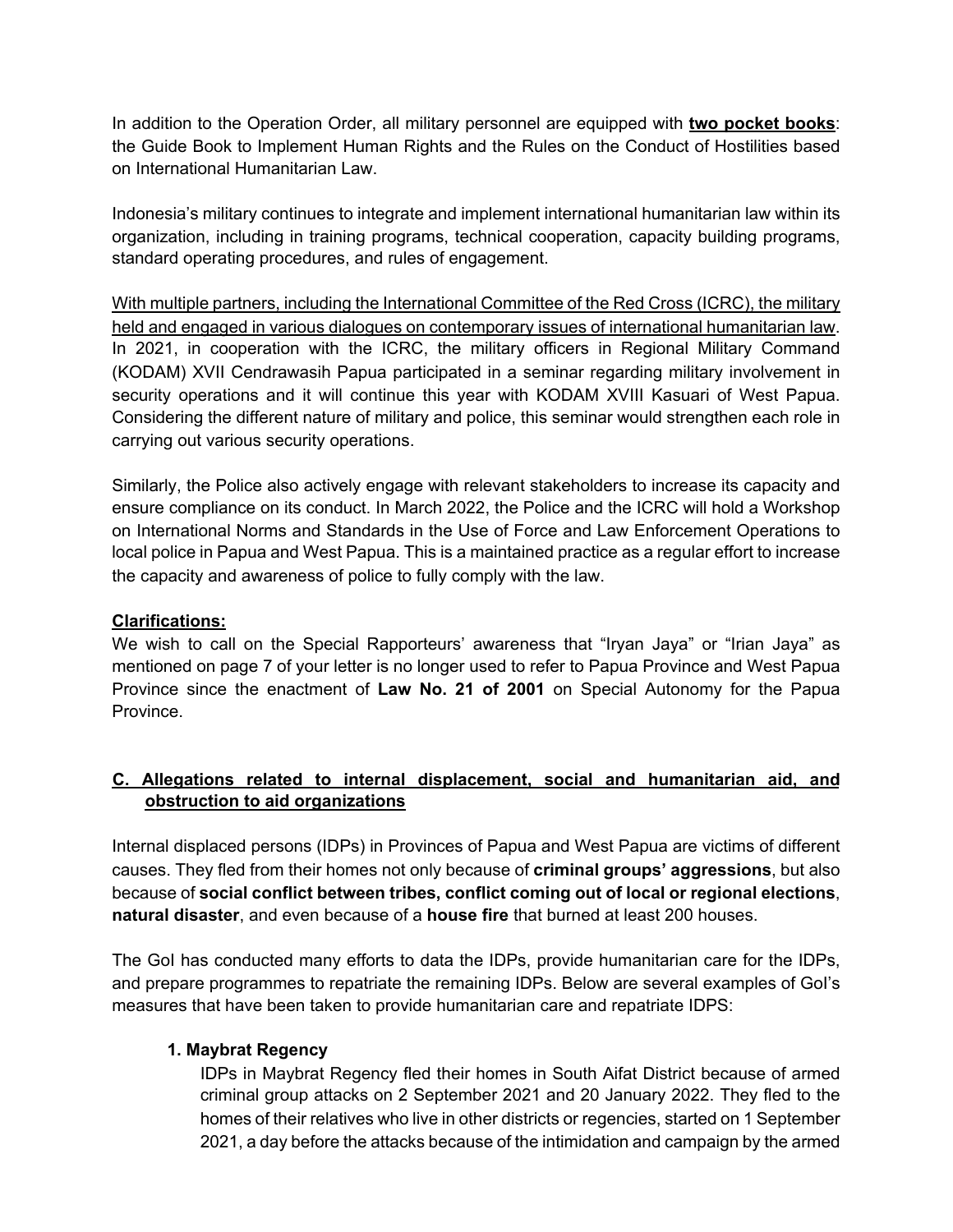In addition to the Operation Order, all military personnel are equipped with **<u>two pocket books</u>**: the Guide Book to Implement Human Rights and the Rules on the Conduct of Hostilities based on International Humanitarian Law.

Indonesia's military continues to integrate and implement international humanitarian law within its organization, including in training programs, technical cooperation, capacity building programs, standard operating procedures, and rules of engagement.

<u>With multiple partners, including the International Committee of the Red Cross (ICRC), the military held and engaged in various dialogues on contemporary issues of international humanitarian law</u>. In 2021, in cooperation with the ICRC, the military officers in Regional Military Command (KODAM) XVII Cendrawasih Papua participated in a seminar regarding military involvement in security operations and it will continue this year with KODAM XVIII Kasuari of West Papua. Considering the different nature of military and police, this seminar would strengthen each role in carrying out various security operations.

Similarly, the Police also actively engage with relevant stakeholders to increase its capacity and ensure compliance on its conduct. In March 2022, the Police and the ICRC will hold a Workshop on International Norms and Standards in the Use of Force and Law Enforcement Operations to local police in Papua and West Papua. This is a maintained practice as a regular effort to increase the capacity and awareness of police to fully comply with the law.

**<u>Clarifications:</u>**

We wish to call on the Special Rapporteurs' awareness that "Iryan Jaya" or "Irian Jaya" as mentioned on page 7 of your letter is no longer used to refer to Papua Province and West Papua Province since the enactment of **Law No. 21 of 2001** on Special Autonomy for the Papua Province.

## <u>C. Allegations related to internal displacement, social and humanitarian aid, and obstruction to aid organizations</u>

Internal displaced persons (IDPs) in Provinces of Papua and West Papua are victims of different causes. They fled from their homes not only because of **criminal groups' aggressions**, but also because of **social conflict between tribes, conflict coming out of local or regional elections**, **natural disaster**, and even because of a **house fire** that burned at least 200 houses.

The GoI has conducted many efforts to data the IDPs, provide humanitarian care for the IDPs, and prepare programmes to repatriate the remaining IDPs. Below are several examples of GoI's measures that have been taken to provide humanitarian care and repatriate IDPS:

### 1. Maybrat Regency

IDPs in Maybrat Regency fled their homes in South Aifat District because of armed criminal group attacks on 2 September 2021 and 20 January 2022. They fled to the homes of their relatives who live in other districts or regencies, started on 1 September 2021, a day before the attacks because of the intimidation and campaign by the armed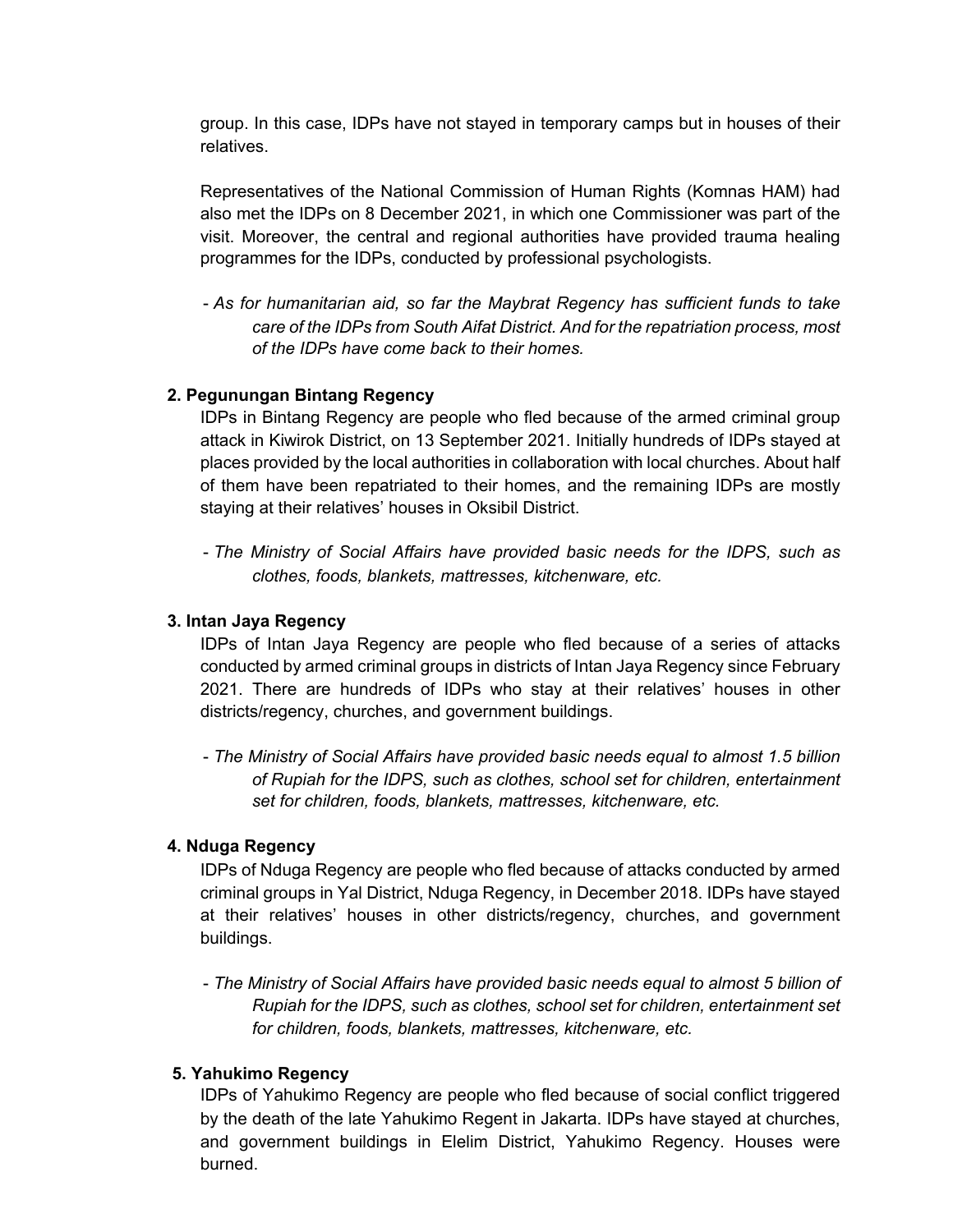group. In this case, IDPs have not stayed in temporary camps but in houses of their relatives.

Representatives of the National Commission of Human Rights (Komnas HAM) had also met the IDPs on 8 December 2021, in which one Commissioner was part of the visit. Moreover, the central and regional authorities have provided trauma healing programmes for the IDPs, conducted by professional psychologists.

- *As for humanitarian aid, so far the Maybrat Regency has sufficient funds to take care of the IDPs from South Aifat District. And for the repatriation process, most of the IDPs have come back to their homes.*

**2. Pegunungan Bintang Regency**

IDPs in Bintang Regency are people who fled because of the armed criminal group attack in Kiwirok District, on 13 September 2021. Initially hundreds of IDPs stayed at places provided by the local authorities in collaboration with local churches. About half of them have been repatriated to their homes, and the remaining IDPs are mostly staying at their relatives' houses in Oksibil District.

- *The Ministry of Social Affairs have provided basic needs for the IDPS, such as clothes, foods, blankets, mattresses, kitchenware, etc.*

**3. Intan Jaya Regency**

IDPs of Intan Jaya Regency are people who fled because of a series of attacks conducted by armed criminal groups in districts of Intan Jaya Regency since February 2021. There are hundreds of IDPs who stay at their relatives' houses in other districts/regency, churches, and government buildings.

- *The Ministry of Social Affairs have provided basic needs equal to almost 1.5 billion of Rupiah for the IDPS, such as clothes, school set for children, entertainment set for children, foods, blankets, mattresses, kitchenware, etc.*

**4. Nduga Regency**

IDPs of Nduga Regency are people who fled because of attacks conducted by armed criminal groups in Yal District, Nduga Regency, in December 2018. IDPs have stayed at their relatives' houses in other districts/regency, churches, and government buildings.

- *The Ministry of Social Affairs have provided basic needs equal to almost 5 billion of Rupiah for the IDPS, such as clothes, school set for children, entertainment set for children, foods, blankets, mattresses, kitchenware, etc.*

**5. Yahukimo Regency**

IDPs of Yahukimo Regency are people who fled because of social conflict triggered by the death of the late Yahukimo Regent in Jakarta. IDPs have stayed at churches, and government buildings in Elelim District, Yahukimo Regency. Houses were burned.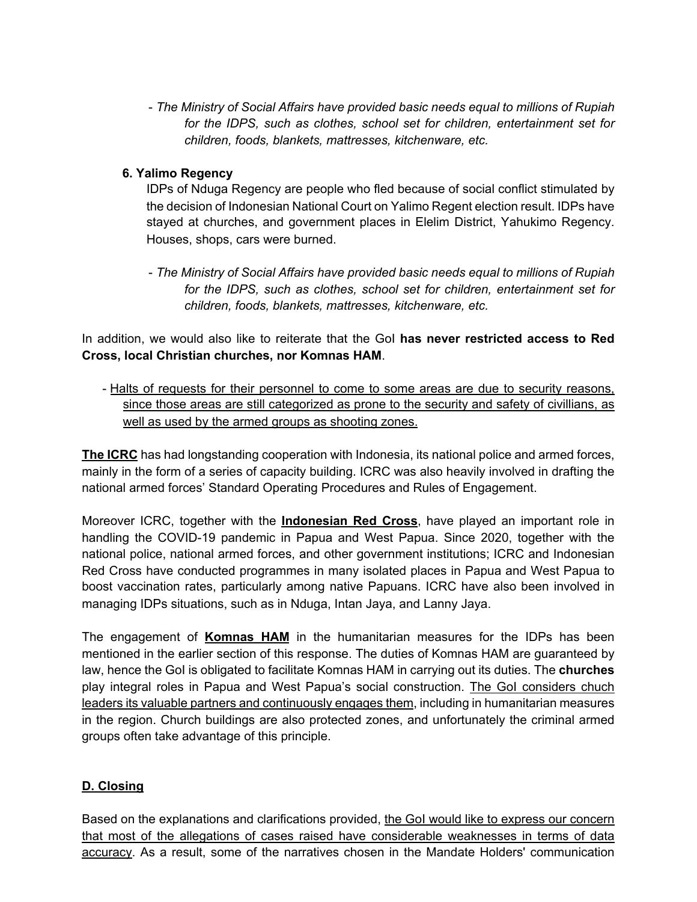- *The Ministry of Social Affairs have provided basic needs equal to millions of Rupiah for the IDPS, such as clothes, school set for children, entertainment set for children, foods, blankets, mattresses, kitchenware, etc.*

**6. Yalimo Regency**

IDPs of Nduga Regency are people who fled because of social conflict stimulated by the decision of Indonesian National Court on Yalimo Regent election result. IDPs have stayed at churches, and government places in Elelim District, Yahukimo Regency. Houses, shops, cars were burned.

- *The Ministry of Social Affairs have provided basic needs equal to millions of Rupiah for the IDPS, such as clothes, school set for children, entertainment set for children, foods, blankets, mattresses, kitchenware, etc.*

In addition, we would also like to reiterate that the GoI **has never restricted access to Red Cross, local Christian churches, nor Komnas HAM**.

- <u>Halts of requests for their personnel to come to some areas are due to security reasons, since those areas are still categorized as prone to the security and safety of civillians, as well as used by the armed groups as shooting zones.</u>

<u>**The ICRC**</u> has had longstanding cooperation with Indonesia, its national police and armed forces, mainly in the form of a series of capacity building. ICRC was also heavily involved in drafting the national armed forces' Standard Operating Procedures and Rules of Engagement.

Moreover ICRC, together with the <u>**Indonesian Red Cross**</u>, have played an important role in handling the COVID-19 pandemic in Papua and West Papua. Since 2020, together with the national police, national armed forces, and other government institutions; ICRC and Indonesian Red Cross have conducted programmes in many isolated places in Papua and West Papua to boost vaccination rates, particularly among native Papuans. ICRC have also been involved in managing IDPs situations, such as in Nduga, Intan Jaya, and Lanny Jaya.

The engagement of <u>**Komnas HAM**</u> in the humanitarian measures for the IDPs has been mentioned in the earlier section of this response. The duties of Komnas HAM are guaranteed by law, hence the GoI is obligated to facilitate Komnas HAM in carrying out its duties. The **churches** play integral roles in Papua and West Papua's social construction. <u>The GoI considers chuch leaders its valuable partners and continuously engages them</u>, including in humanitarian measures in the region. Church buildings are also protected zones, and unfortunately the criminal armed groups often take advantage of this principle.

## <u>D. Closing</u>

Based on the explanations and clarifications provided, <u>the GoI would like to express our concern that most of the allegations of cases raised have considerable weaknesses in terms of data accuracy</u>. As a result, some of the narratives chosen in the Mandate Holders' communication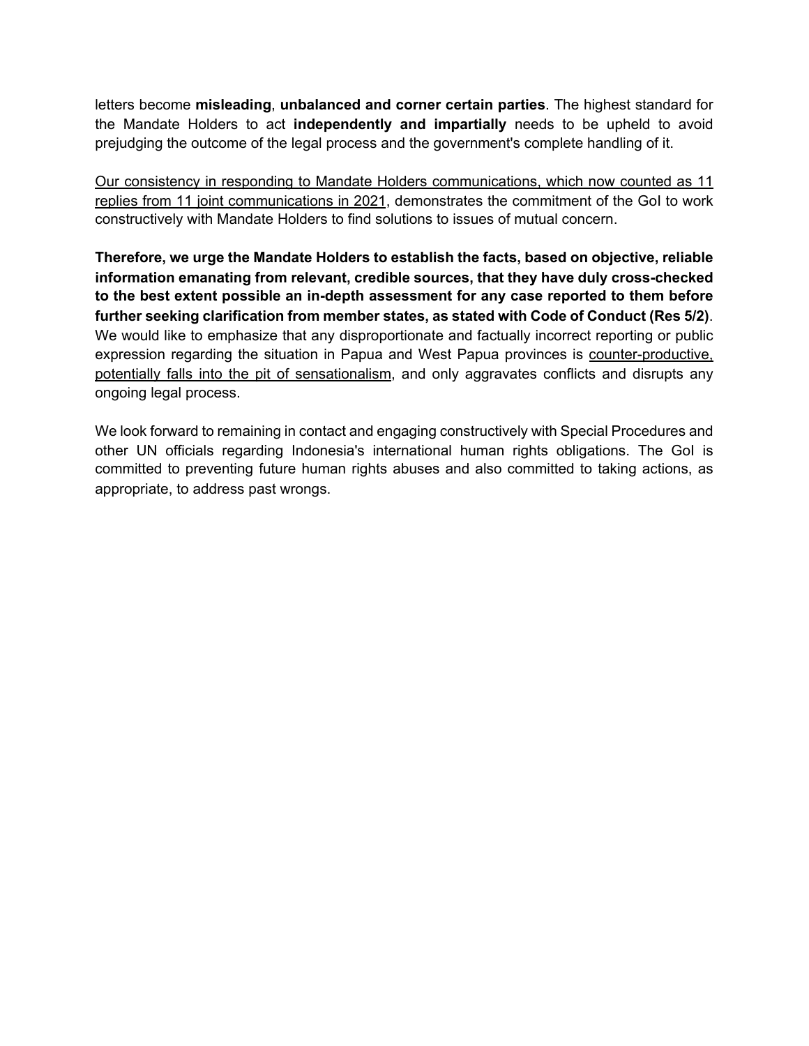letters become **misleading**, **unbalanced and corner certain parties**. The highest standard for the Mandate Holders to act **independently and impartially** needs to be upheld to avoid prejudging the outcome of the legal process and the government's complete handling of it.

<u>Our consistency in responding to Mandate Holders communications, which now counted as 11 replies from 11 joint communications in 2021</u>, demonstrates the commitment of the GoI to work constructively with Mandate Holders to find solutions to issues of mutual concern.

**Therefore, we urge the Mandate Holders to establish the facts, based on objective, reliable information emanating from relevant, credible sources, that they have duly cross-checked to the best extent possible an in-depth assessment for any case reported to them before further seeking clarification from member states, as stated with Code of Conduct (Res 5/2)**. We would like to emphasize that any disproportionate and factually incorrect reporting or public expression regarding the situation in Papua and West Papua provinces is <u>counter-productive, potentially falls into the pit of sensationalism</u>, and only aggravates conflicts and disrupts any ongoing legal process.

We look forward to remaining in contact and engaging constructively with Special Procedures and other UN officials regarding Indonesia's international human rights obligations. The GoI is committed to preventing future human rights abuses and also committed to taking actions, as appropriate, to address past wrongs.